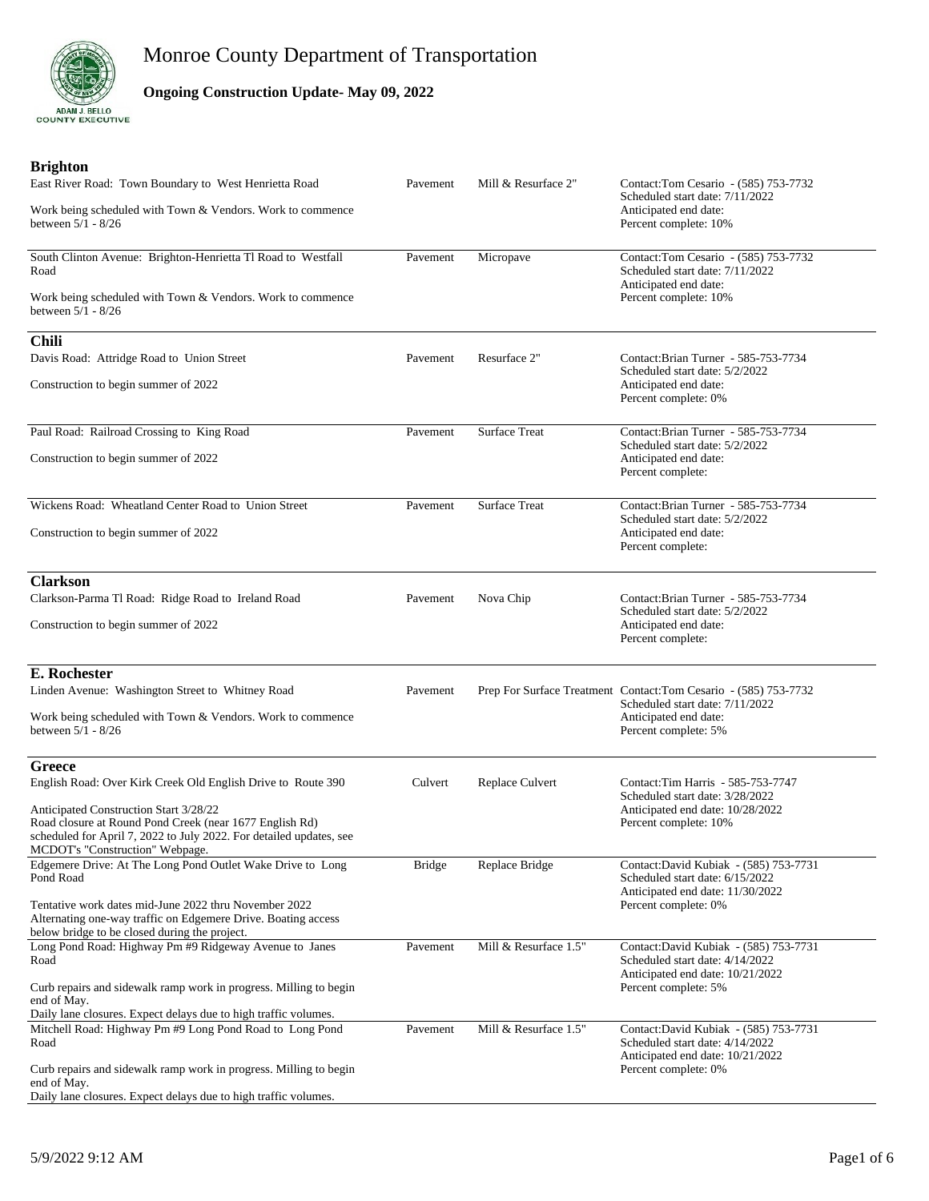# Monroe County Department of Transportation

ADAM J. BELLO
COUNTY EXECUTIVE

## Ongoing Construction Update- May 09, 2022

### Brighton

| Project | Type | Work | Details |
|---|---|---|---|
| East River Road: Town Boundary to West Henrietta Road<br><br>Work being scheduled with Town & Vendors. Work to commence between 5/1 - 8/26 | Pavement | Mill & Resurface 2" | Contact:Tom Cesario - (585) 753-7732<br>Scheduled start date: 7/11/2022<br>Anticipated end date:<br>Percent complete: 10% |
| South Clinton Avenue: Brighton-Henrietta Tl Road to Westfall Road<br><br>Work being scheduled with Town & Vendors. Work to commence between 5/1 - 8/26 | Pavement | Micropave | Contact:Tom Cesario - (585) 753-7732<br>Scheduled start date: 7/11/2022<br>Anticipated end date:<br>Percent complete: 10% |

### Chili

| Project | Type | Work | Details |
|---|---|---|---|
| Davis Road: Attridge Road to Union Street<br><br>Construction to begin summer of 2022 | Pavement | Resurface 2" | Contact:Brian Turner - 585-753-7734<br>Scheduled start date: 5/2/2022<br>Anticipated end date:<br>Percent complete: 0% |
| Paul Road: Railroad Crossing to King Road<br><br>Construction to begin summer of 2022 | Pavement | Surface Treat | Contact:Brian Turner - 585-753-7734<br>Scheduled start date: 5/2/2022<br>Anticipated end date:<br>Percent complete: |
| Wickens Road: Wheatland Center Road to Union Street<br><br>Construction to begin summer of 2022 | Pavement | Surface Treat | Contact:Brian Turner - 585-753-7734<br>Scheduled start date: 5/2/2022<br>Anticipated end date:<br>Percent complete: |

### Clarkson

| Project | Type | Work | Details |
|---|---|---|---|
| Clarkson-Parma Tl Road: Ridge Road to Ireland Road<br><br>Construction to begin summer of 2022 | Pavement | Nova Chip | Contact:Brian Turner - 585-753-7734<br>Scheduled start date: 5/2/2022<br>Anticipated end date:<br>Percent complete: |

### E. Rochester

| Project | Type | Work | Details |
|---|---|---|---|
| Linden Avenue: Washington Street to Whitney Road<br><br>Work being scheduled with Town & Vendors. Work to commence between 5/1 - 8/26 | Pavement | Prep For Surface Treatment | Contact:Tom Cesario - (585) 753-7732<br>Scheduled start date: 7/11/2022<br>Anticipated end date:<br>Percent complete: 5% |

### Greece

| Project | Type | Work | Details |
|---|---|---|---|
| English Road: Over Kirk Creek Old English Drive to Route 390<br><br>Anticipated Construction Start 3/28/22<br>Road closure at Round Pond Creek (near 1677 English Rd) scheduled for April 7, 2022 to July 2022. For detailed updates, see MCDOT's "Construction" Webpage. | Culvert | Replace Culvert | Contact:Tim Harris - 585-753-7747<br>Scheduled start date: 3/28/2022<br>Anticipated end date: 10/28/2022<br>Percent complete: 10% |
| Edgemere Drive: At The Long Pond Outlet Wake Drive to Long Pond Road<br><br>Tentative work dates mid-June 2022 thru November 2022<br>Alternating one-way traffic on Edgemere Drive. Boating access below bridge to be closed during the project. | Bridge | Replace Bridge | Contact:David Kubiak - (585) 753-7731<br>Scheduled start date: 6/15/2022<br>Anticipated end date: 11/30/2022<br>Percent complete: 0% |
| Long Pond Road: Highway Pm #9 Ridgeway Avenue to Janes Road<br><br>Curb repairs and sidewalk ramp work in progress. Milling to begin end of May.<br>Daily lane closures. Expect delays due to high traffic volumes. | Pavement | Mill & Resurface 1.5" | Contact:David Kubiak - (585) 753-7731<br>Scheduled start date: 4/14/2022<br>Anticipated end date: 10/21/2022<br>Percent complete: 5% |
| Mitchell Road: Highway Pm #9 Long Pond Road to Long Pond Road<br><br>Curb repairs and sidewalk ramp work in progress. Milling to begin end of May.<br>Daily lane closures. Expect delays due to high traffic volumes. | Pavement | Mill & Resurface 1.5" | Contact:David Kubiak - (585) 753-7731<br>Scheduled start date: 4/14/2022<br>Anticipated end date: 10/21/2022<br>Percent complete: 0% |

5/9/2022 9:12 AM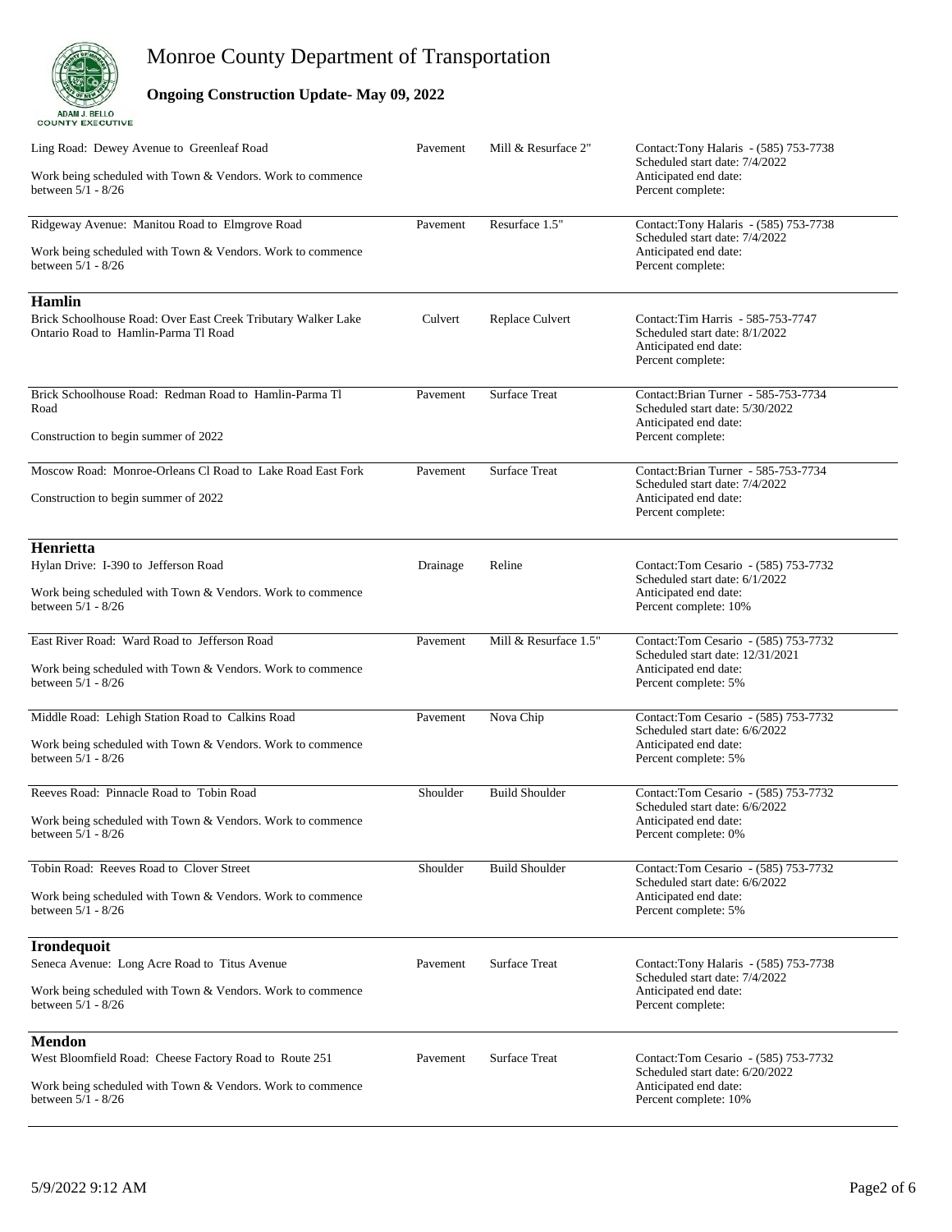# Monroe County Department of Transportation

## Ongoing Construction Update- May 09, 2022

Ling Road: Dewey Avenue to Greenleaf Road | Pavement | Mill & Resurface 2"

Work being scheduled with Town & Vendors. Work to commence between 5/1 - 8/26

Contact:Tony Halaris - (585) 753-7738
Scheduled start date: 7/4/2022
Anticipated end date:
Percent complete:

---

Ridgeway Avenue: Manitou Road to Elmgrove Road | Pavement | Resurface 1.5"

Work being scheduled with Town & Vendors. Work to commence between 5/1 - 8/26

Contact:Tony Halaris - (585) 753-7738
Scheduled start date: 7/4/2022
Anticipated end date:
Percent complete:

---

### Hamlin

Brick Schoolhouse Road: Over East Creek Tributary Walker Lake Ontario Road to Hamlin-Parma Tl Road | Culvert | Replace Culvert

Contact:Tim Harris - 585-753-7747
Scheduled start date: 8/1/2022
Anticipated end date:
Percent complete:

---

Brick Schoolhouse Road: Redman Road to Hamlin-Parma Tl Road | Pavement | Surface Treat

Construction to begin summer of 2022

Contact:Brian Turner - 585-753-7734
Scheduled start date: 5/30/2022
Anticipated end date:
Percent complete:

---

Moscow Road: Monroe-Orleans Cl Road to Lake Road East Fork | Pavement | Surface Treat

Construction to begin summer of 2022

Contact:Brian Turner - 585-753-7734
Scheduled start date: 7/4/2022
Anticipated end date:
Percent complete:

---

### Henrietta

Hylan Drive: I-390 to Jefferson Road | Drainage | Reline

Work being scheduled with Town & Vendors. Work to commence between 5/1 - 8/26

Contact:Tom Cesario - (585) 753-7732
Scheduled start date: 6/1/2022
Anticipated end date:
Percent complete: 10%

---

East River Road: Ward Road to Jefferson Road | Pavement | Mill & Resurface 1.5"

Work being scheduled with Town & Vendors. Work to commence between 5/1 - 8/26

Contact:Tom Cesario - (585) 753-7732
Scheduled start date: 12/31/2021
Anticipated end date:
Percent complete: 5%

---

Middle Road: Lehigh Station Road to Calkins Road | Pavement | Nova Chip

Work being scheduled with Town & Vendors. Work to commence between 5/1 - 8/26

Contact:Tom Cesario - (585) 753-7732
Scheduled start date: 6/6/2022
Anticipated end date:
Percent complete: 5%

---

Reeves Road: Pinnacle Road to Tobin Road | Shoulder | Build Shoulder

Work being scheduled with Town & Vendors. Work to commence between 5/1 - 8/26

Contact:Tom Cesario - (585) 753-7732
Scheduled start date: 6/6/2022
Anticipated end date:
Percent complete: 0%

---

Tobin Road: Reeves Road to Clover Street | Shoulder | Build Shoulder

Work being scheduled with Town & Vendors. Work to commence between 5/1 - 8/26

Contact:Tom Cesario - (585) 753-7732
Scheduled start date: 6/6/2022
Anticipated end date:
Percent complete: 5%

---

### Irondequoit

Seneca Avenue: Long Acre Road to Titus Avenue | Pavement | Surface Treat

Work being scheduled with Town & Vendors. Work to commence between 5/1 - 8/26

Contact:Tony Halaris - (585) 753-7738
Scheduled start date: 7/4/2022
Anticipated end date:
Percent complete:

---

### Mendon

West Bloomfield Road: Cheese Factory Road to Route 251 | Pavement | Surface Treat

Work being scheduled with Town & Vendors. Work to commence between 5/1 - 8/26

Contact:Tom Cesario - (585) 753-7732
Scheduled start date: 6/20/2022
Anticipated end date:
Percent complete: 10%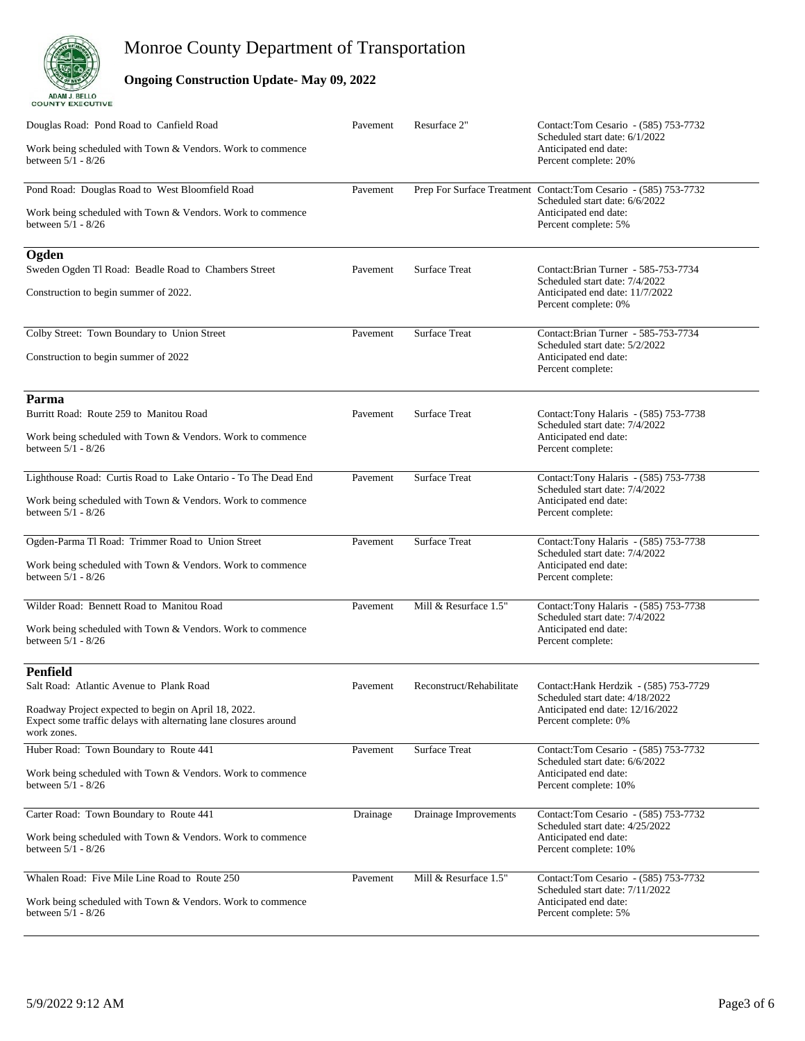# Monroe County Department of Transportation

**Ongoing Construction Update- May 09, 2022**

ADAM J. BELLO
COUNTY EXECUTIVE

| Project | Category | Work Type | Details |
| --- | --- | --- | --- |
| Douglas Road: Pond Road to Canfield Road<br><br>Work being scheduled with Town & Vendors. Work to commence between 5/1 - 8/26 | Pavement | Resurface 2" | Contact:Tom Cesario - (585) 753-7732<br>Scheduled start date: 6/1/2022<br>Anticipated end date:<br>Percent complete: 20% |
| Pond Road: Douglas Road to West Bloomfield Road<br><br>Work being scheduled with Town & Vendors. Work to commence between 5/1 - 8/26 | Pavement | Prep For Surface Treatment | Contact:Tom Cesario - (585) 753-7732<br>Scheduled start date: 6/6/2022<br>Anticipated end date:<br>Percent complete: 5% |

## Ogden

| Project | Category | Work Type | Details |
| --- | --- | --- | --- |
| Sweden Ogden Tl Road: Beadle Road to Chambers Street<br><br>Construction to begin summer of 2022. | Pavement | Surface Treat | Contact:Brian Turner - 585-753-7734<br>Scheduled start date: 7/4/2022<br>Anticipated end date: 11/7/2022<br>Percent complete: 0% |
| Colby Street: Town Boundary to Union Street<br><br>Construction to begin summer of 2022 | Pavement | Surface Treat | Contact:Brian Turner - 585-753-7734<br>Scheduled start date: 5/2/2022<br>Anticipated end date:<br>Percent complete: |

## Parma

| Project | Category | Work Type | Details |
| --- | --- | --- | --- |
| Burritt Road: Route 259 to Manitou Road<br><br>Work being scheduled with Town & Vendors. Work to commence between 5/1 - 8/26 | Pavement | Surface Treat | Contact:Tony Halaris - (585) 753-7738<br>Scheduled start date: 7/4/2022<br>Anticipated end date:<br>Percent complete: |
| Lighthouse Road: Curtis Road to Lake Ontario - To The Dead End<br><br>Work being scheduled with Town & Vendors. Work to commence between 5/1 - 8/26 | Pavement | Surface Treat | Contact:Tony Halaris - (585) 753-7738<br>Scheduled start date: 7/4/2022<br>Anticipated end date:<br>Percent complete: |
| Ogden-Parma Tl Road: Trimmer Road to Union Street<br><br>Work being scheduled with Town & Vendors. Work to commence between 5/1 - 8/26 | Pavement | Surface Treat | Contact:Tony Halaris - (585) 753-7738<br>Scheduled start date: 7/4/2022<br>Anticipated end date:<br>Percent complete: |
| Wilder Road: Bennett Road to Manitou Road<br><br>Work being scheduled with Town & Vendors. Work to commence between 5/1 - 8/26 | Pavement | Mill & Resurface 1.5" | Contact:Tony Halaris - (585) 753-7738<br>Scheduled start date: 7/4/2022<br>Anticipated end date:<br>Percent complete: |

## Penfield

| Project | Category | Work Type | Details |
| --- | --- | --- | --- |
| Salt Road: Atlantic Avenue to Plank Road<br><br>Roadway Project expected to begin on April 18, 2022.<br>Expect some traffic delays with alternating lane closures around work zones. | Pavement | Reconstruct/Rehabilitate | Contact:Hank Herdzik - (585) 753-7729<br>Scheduled start date: 4/18/2022<br>Anticipated end date: 12/16/2022<br>Percent complete: 0% |
| Huber Road: Town Boundary to Route 441<br><br>Work being scheduled with Town & Vendors. Work to commence between 5/1 - 8/26 | Pavement | Surface Treat | Contact:Tom Cesario - (585) 753-7732<br>Scheduled start date: 6/6/2022<br>Anticipated end date:<br>Percent complete: 10% |
| Carter Road: Town Boundary to Route 441<br><br>Work being scheduled with Town & Vendors. Work to commence between 5/1 - 8/26 | Drainage | Drainage Improvements | Contact:Tom Cesario - (585) 753-7732<br>Scheduled start date: 4/25/2022<br>Anticipated end date:<br>Percent complete: 10% |
| Whalen Road: Five Mile Line Road to Route 250<br><br>Work being scheduled with Town & Vendors. Work to commence between 5/1 - 8/26 | Pavement | Mill & Resurface 1.5" | Contact:Tom Cesario - (585) 753-7732<br>Scheduled start date: 7/11/2022<br>Anticipated end date:<br>Percent complete: 5% |

5/9/2022 9:12 AM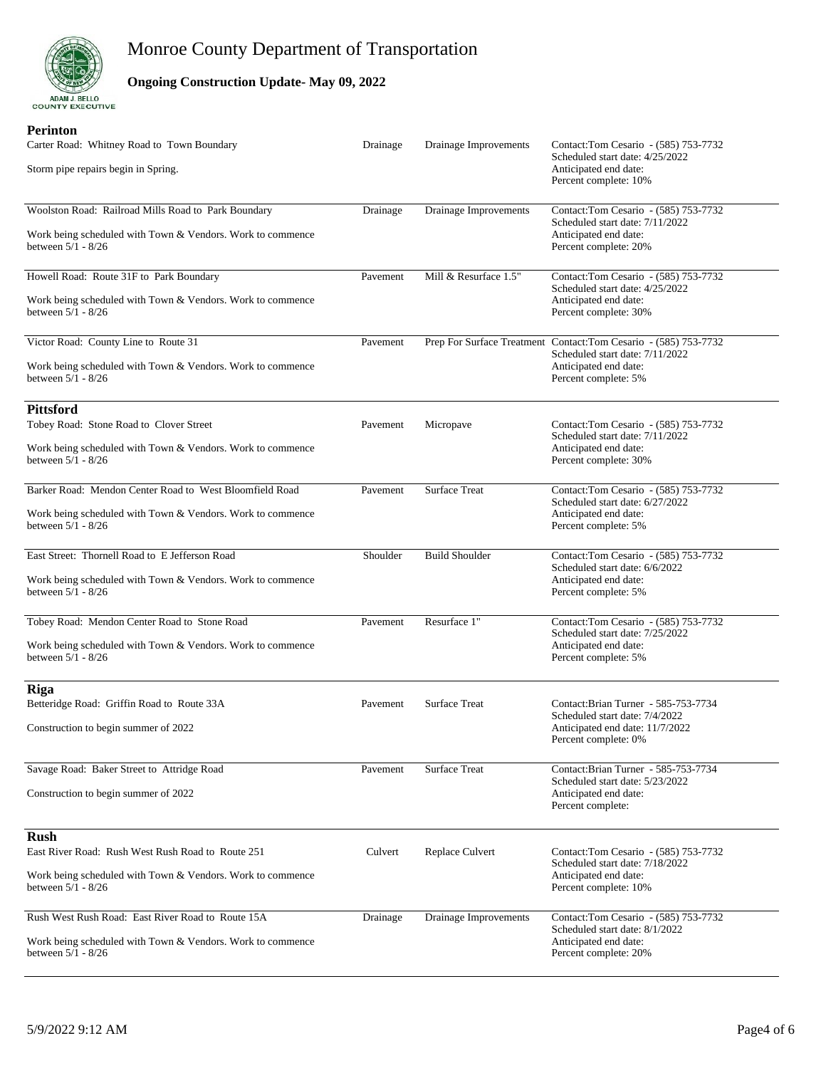# Monroe County Department of Transportation

**Ongoing Construction Update- May 09, 2022**

ADAM J. BELLO
COUNTY EXECUTIVE

## Perinton

| Project | Category | Work Type | Details |
|---|---|---|---|
| Carter Road: Whitney Road to Town Boundary<br><br>Storm pipe repairs begin in Spring. | Drainage | Drainage Improvements | Contact:Tom Cesario - (585) 753-7732<br>Scheduled start date: 4/25/2022<br>Anticipated end date:<br>Percent complete: 10% |
| Woolston Road: Railroad Mills Road to Park Boundary<br><br>Work being scheduled with Town & Vendors. Work to commence between 5/1 - 8/26 | Drainage | Drainage Improvements | Contact:Tom Cesario - (585) 753-7732<br>Scheduled start date: 7/11/2022<br>Anticipated end date:<br>Percent complete: 20% |
| Howell Road: Route 31F to Park Boundary<br><br>Work being scheduled with Town & Vendors. Work to commence between 5/1 - 8/26 | Pavement | Mill & Resurface 1.5" | Contact:Tom Cesario - (585) 753-7732<br>Scheduled start date: 4/25/2022<br>Anticipated end date:<br>Percent complete: 30% |
| Victor Road: County Line to Route 31<br><br>Work being scheduled with Town & Vendors. Work to commence between 5/1 - 8/26 | Pavement | Prep For Surface Treatment | Contact:Tom Cesario - (585) 753-7732<br>Scheduled start date: 7/11/2022<br>Anticipated end date:<br>Percent complete: 5% |

## Pittsford

| Project | Category | Work Type | Details |
|---|---|---|---|
| Tobey Road: Stone Road to Clover Street<br><br>Work being scheduled with Town & Vendors. Work to commence between 5/1 - 8/26 | Pavement | Micropave | Contact:Tom Cesario - (585) 753-7732<br>Scheduled start date: 7/11/2022<br>Anticipated end date:<br>Percent complete: 30% |
| Barker Road: Mendon Center Road to West Bloomfield Road<br><br>Work being scheduled with Town & Vendors. Work to commence between 5/1 - 8/26 | Pavement | Surface Treat | Contact:Tom Cesario - (585) 753-7732<br>Scheduled start date: 6/27/2022<br>Anticipated end date:<br>Percent complete: 5% |
| East Street: Thornell Road to E Jefferson Road<br><br>Work being scheduled with Town & Vendors. Work to commence between 5/1 - 8/26 | Shoulder | Build Shoulder | Contact:Tom Cesario - (585) 753-7732<br>Scheduled start date: 6/6/2022<br>Anticipated end date:<br>Percent complete: 5% |
| Tobey Road: Mendon Center Road to Stone Road<br><br>Work being scheduled with Town & Vendors. Work to commence between 5/1 - 8/26 | Pavement | Resurface 1" | Contact:Tom Cesario - (585) 753-7732<br>Scheduled start date: 7/25/2022<br>Anticipated end date:<br>Percent complete: 5% |

## Riga

| Project | Category | Work Type | Details |
|---|---|---|---|
| Betteridge Road: Griffin Road to Route 33A<br><br>Construction to begin summer of 2022 | Pavement | Surface Treat | Contact:Brian Turner - 585-753-7734<br>Scheduled start date: 7/4/2022<br>Anticipated end date: 11/7/2022<br>Percent complete: 0% |
| Savage Road: Baker Street to Attridge Road<br><br>Construction to begin summer of 2022 | Pavement | Surface Treat | Contact:Brian Turner - 585-753-7734<br>Scheduled start date: 5/23/2022<br>Anticipated end date:<br>Percent complete: |

## Rush

| Project | Category | Work Type | Details |
|---|---|---|---|
| East River Road: Rush West Rush Road to Route 251<br><br>Work being scheduled with Town & Vendors. Work to commence between 5/1 - 8/26 | Culvert | Replace Culvert | Contact:Tom Cesario - (585) 753-7732<br>Scheduled start date: 7/18/2022<br>Anticipated end date:<br>Percent complete: 10% |
| Rush West Rush Road: East River Road to Route 15A<br><br>Work being scheduled with Town & Vendors. Work to commence between 5/1 - 8/26 | Drainage | Drainage Improvements | Contact:Tom Cesario - (585) 753-7732<br>Scheduled start date: 8/1/2022<br>Anticipated end date:<br>Percent complete: 20% |

5/9/2022 9:12 AM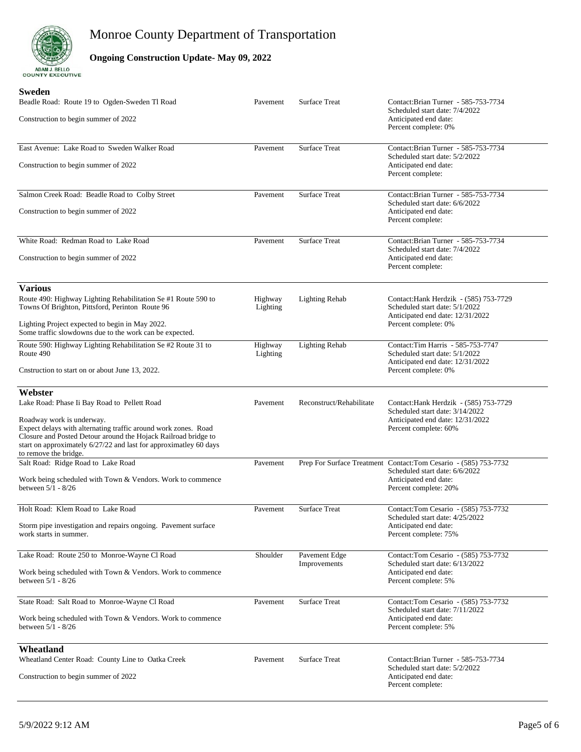# Monroe County Department of Transportation

**Ongoing Construction Update- May 09, 2022**

ADAM J. BELLO
COUNTY EXECUTIVE

## Sweden

| Project | Type | Work | Details |
|---|---|---|---|
| Beadle Road: Route 19 to Ogden-Sweden Tl Road<br><br>Construction to begin summer of 2022 | Pavement | Surface Treat | Contact:Brian Turner - 585-753-7734<br>Scheduled start date: 7/4/2022<br>Anticipated end date:<br>Percent complete: 0% |
| East Avenue: Lake Road to Sweden Walker Road<br><br>Construction to begin summer of 2022 | Pavement | Surface Treat | Contact:Brian Turner - 585-753-7734<br>Scheduled start date: 5/2/2022<br>Anticipated end date:<br>Percent complete: |
| Salmon Creek Road: Beadle Road to Colby Street<br><br>Construction to begin summer of 2022 | Pavement | Surface Treat | Contact:Brian Turner - 585-753-7734<br>Scheduled start date: 6/6/2022<br>Anticipated end date:<br>Percent complete: |
| White Road: Redman Road to Lake Road<br><br>Construction to begin summer of 2022 | Pavement | Surface Treat | Contact:Brian Turner - 585-753-7734<br>Scheduled start date: 7/4/2022<br>Anticipated end date:<br>Percent complete: |

## Various

| Project | Type | Work | Details |
|---|---|---|---|
| Route 490: Highway Lighting Rehabilitation Se #1 Route 590 to Towns Of Brighton, Pittsford, Perinton Route 96<br><br>Lighting Project expected to begin in May 2022.<br>Some traffic slowdowns due to the work can be expected. | Highway Lighting | Lighting Rehab | Contact:Hank Herdzik - (585) 753-7729<br>Scheduled start date: 5/1/2022<br>Anticipated end date: 12/31/2022<br>Percent complete: 0% |
| Route 590: Highway Lighting Rehabilitation Se #2 Route 31 to Route 490<br><br>Cnstruction to start on or about June 13, 2022. | Highway Lighting | Lighting Rehab | Contact:Tim Harris - 585-753-7747<br>Scheduled start date: 5/1/2022<br>Anticipated end date: 12/31/2022<br>Percent complete: 0% |

## Webster

| Project | Type | Work | Details |
|---|---|---|---|
| Lake Road: Phase Ii Bay Road to Pellett Road<br><br>Roadway work is underway.<br>Expect delays with alternating traffic around work zones. Road Closure and Posted Detour around the Hojack Railroad bridge to start on approximately 6/27/22 and last for approximatley 60 days to remove the bridge. | Pavement | Reconstruct/Rehabilitate | Contact:Hank Herdzik - (585) 753-7729<br>Scheduled start date: 3/14/2022<br>Anticipated end date: 12/31/2022<br>Percent complete: 60% |
| Salt Road: Ridge Road to Lake Road<br><br>Work being scheduled with Town & Vendors. Work to commence between 5/1 - 8/26 | Pavement | Prep For Surface Treatment | Contact:Tom Cesario - (585) 753-7732<br>Scheduled start date: 6/6/2022<br>Anticipated end date:<br>Percent complete: 20% |
| Holt Road: Klem Road to Lake Road<br><br>Storm pipe investigation and repairs ongoing. Pavement surface work starts in summer. | Pavement | Surface Treat | Contact:Tom Cesario - (585) 753-7732<br>Scheduled start date: 4/25/2022<br>Anticipated end date:<br>Percent complete: 75% |
| Lake Road: Route 250 to Monroe-Wayne Cl Road<br><br>Work being scheduled with Town & Vendors. Work to commence between 5/1 - 8/26 | Shoulder | Pavement Edge Improvements | Contact:Tom Cesario - (585) 753-7732<br>Scheduled start date: 6/13/2022<br>Anticipated end date:<br>Percent complete: 5% |
| State Road: Salt Road to Monroe-Wayne Cl Road<br><br>Work being scheduled with Town & Vendors. Work to commence between 5/1 - 8/26 | Pavement | Surface Treat | Contact:Tom Cesario - (585) 753-7732<br>Scheduled start date: 7/11/2022<br>Anticipated end date:<br>Percent complete: 5% |

## Wheatland

| Project | Type | Work | Details |
|---|---|---|---|
| Wheatland Center Road: County Line to Oatka Creek<br><br>Construction to begin summer of 2022 | Pavement | Surface Treat | Contact:Brian Turner - 585-753-7734<br>Scheduled start date: 5/2/2022<br>Anticipated end date:<br>Percent complete: |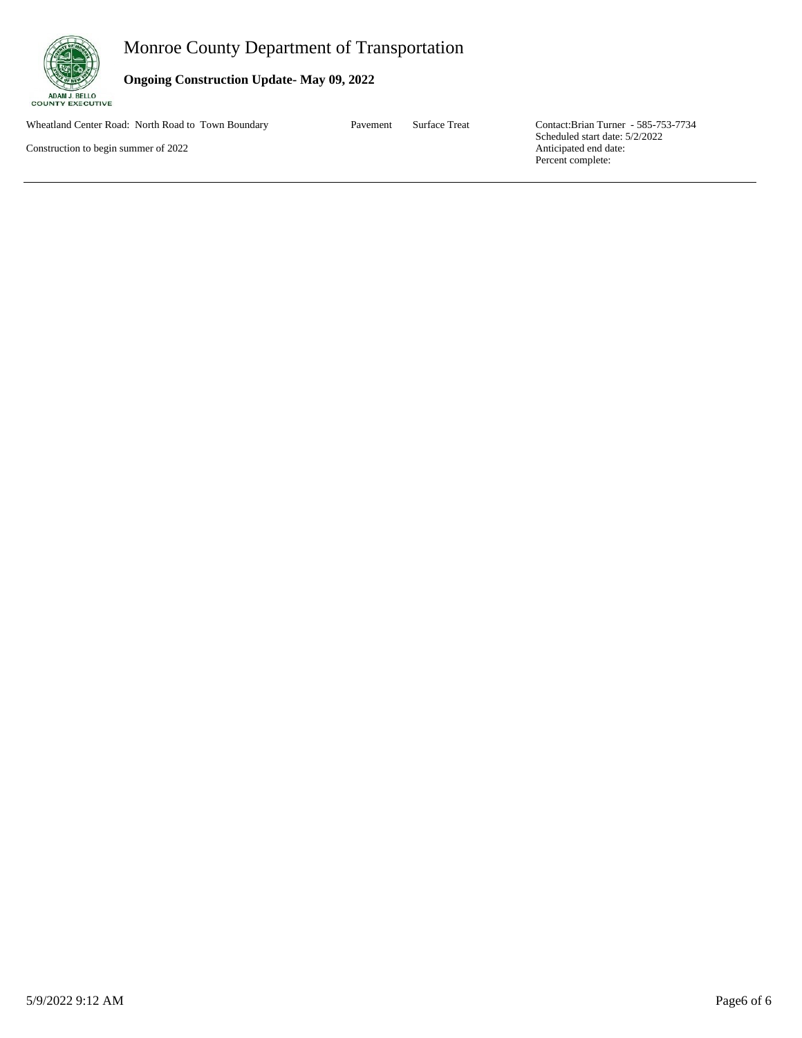# Monroe County Department of Transportation

**Ongoing Construction Update- May 09, 2022**

ADAM J. BELLO
COUNTY EXECUTIVE

| | | | |
|---|---|---|---|
| Wheatland Center Road: North Road to Town Boundary<br>Construction to begin summer of 2022 | Pavement | Surface Treat | Contact:Brian Turner - 585-753-7734<br>Scheduled start date: 5/2/2022<br>Anticipated end date:<br>Percent complete: |